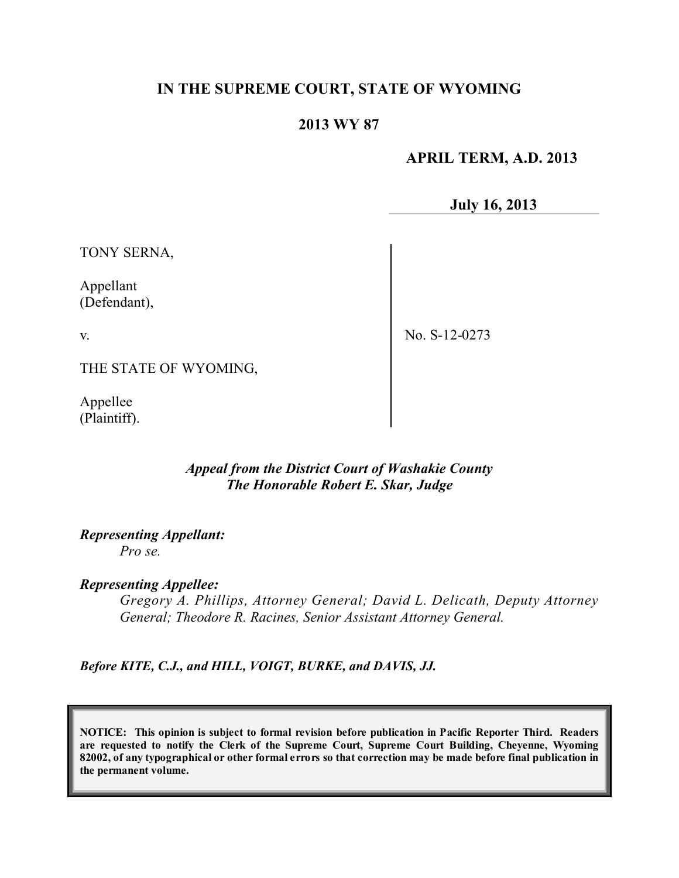# IN THE SUPREME COURT, STATE OF WYOMING

## 2013 WY 87

**APRIL TERM, A.D. 2013**

**July 16, 2013**

TONY SERNA,

Appellant
(Defendant),

v.

THE STATE OF WYOMING,

Appellee
(Plaintiff).

No. S-12-0273

*Appeal from the District Court of Washakie County*
*The Honorable Robert E. Skar, Judge*

***Representing Appellant:***
*Pro se.*

***Representing Appellee:***
*Gregory A. Phillips, Attorney General; David L. Delicath, Deputy Attorney General; Theodore R. Racines, Senior Assistant Attorney General.*

***Before KITE, C.J., and HILL, VOIGT, BURKE, and DAVIS, JJ.***

**NOTICE: This opinion is subject to formal revision before publication in Pacific Reporter Third. Readers are requested to notify the Clerk of the Supreme Court, Supreme Court Building, Cheyenne, Wyoming 82002, of any typographical or other formal errors so that correction may be made before final publication in the permanent volume.**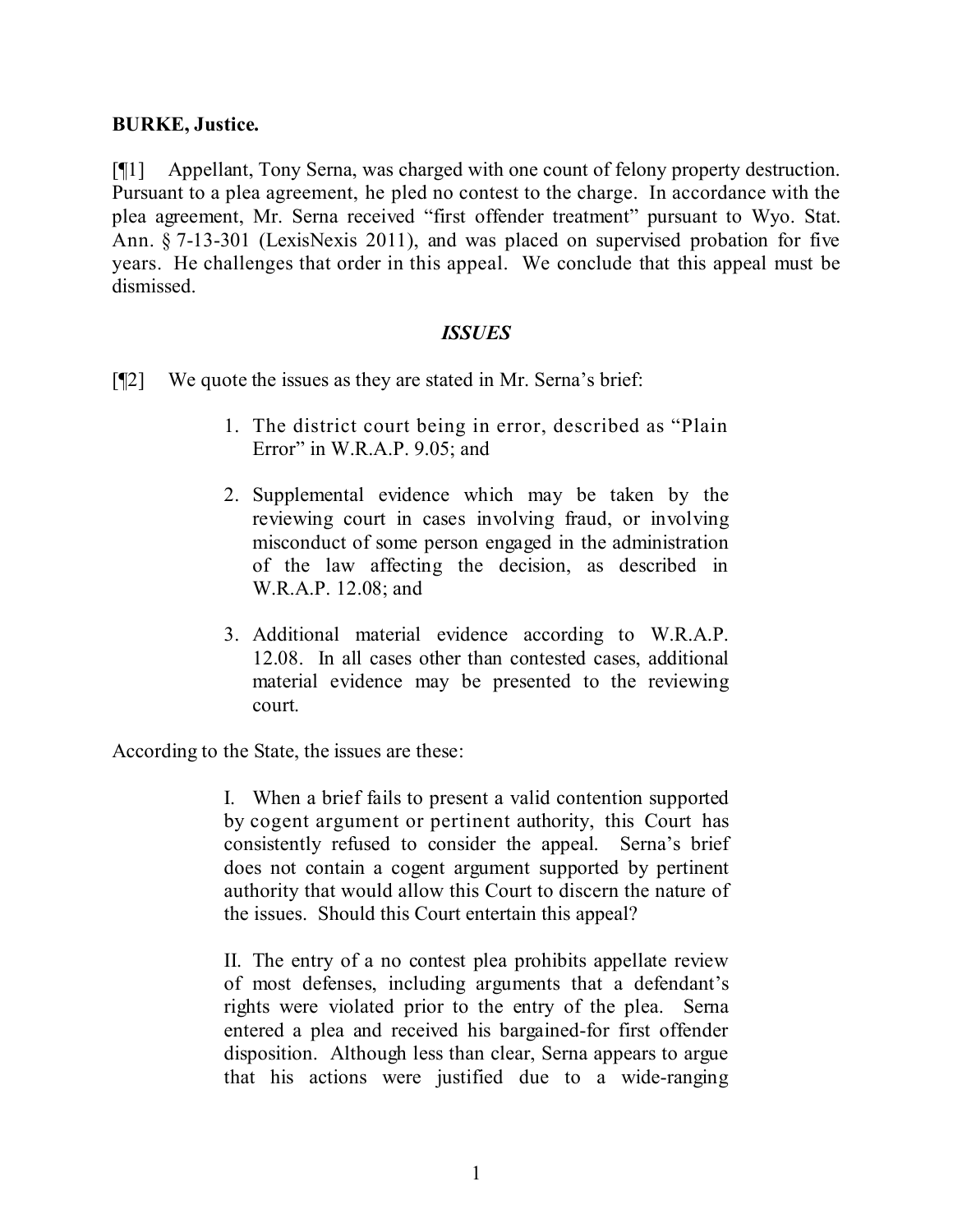**BURKE, Justice.**

[¶1] Appellant, Tony Serna, was charged with one count of felony property destruction. Pursuant to a plea agreement, he pled no contest to the charge. In accordance with the plea agreement, Mr. Serna received "first offender treatment" pursuant to Wyo. Stat. Ann. § 7-13-301 (LexisNexis 2011), and was placed on supervised probation for five years. He challenges that order in this appeal. We conclude that this appeal must be dismissed.

### *ISSUES*

[¶2] We quote the issues as they are stated in Mr. Serna's brief:

> 1. The district court being in error, described as "Plain Error" in W.R.A.P. 9.05; and
>
> 2. Supplemental evidence which may be taken by the reviewing court in cases involving fraud, or involving misconduct of some person engaged in the administration of the law affecting the decision, as described in W.R.A.P. 12.08; and
>
> 3. Additional material evidence according to W.R.A.P. 12.08. In all cases other than contested cases, additional material evidence may be presented to the reviewing court.

According to the State, the issues are these:

> I. When a brief fails to present a valid contention supported by cogent argument or pertinent authority, this Court has consistently refused to consider the appeal. Serna's brief does not contain a cogent argument supported by pertinent authority that would allow this Court to discern the nature of the issues. Should this Court entertain this appeal?
>
> II. The entry of a no contest plea prohibits appellate review of most defenses, including arguments that a defendant's rights were violated prior to the entry of the plea. Serna entered a plea and received his bargained-for first offender disposition. Although less than clear, Serna appears to argue that his actions were justified due to a wide-ranging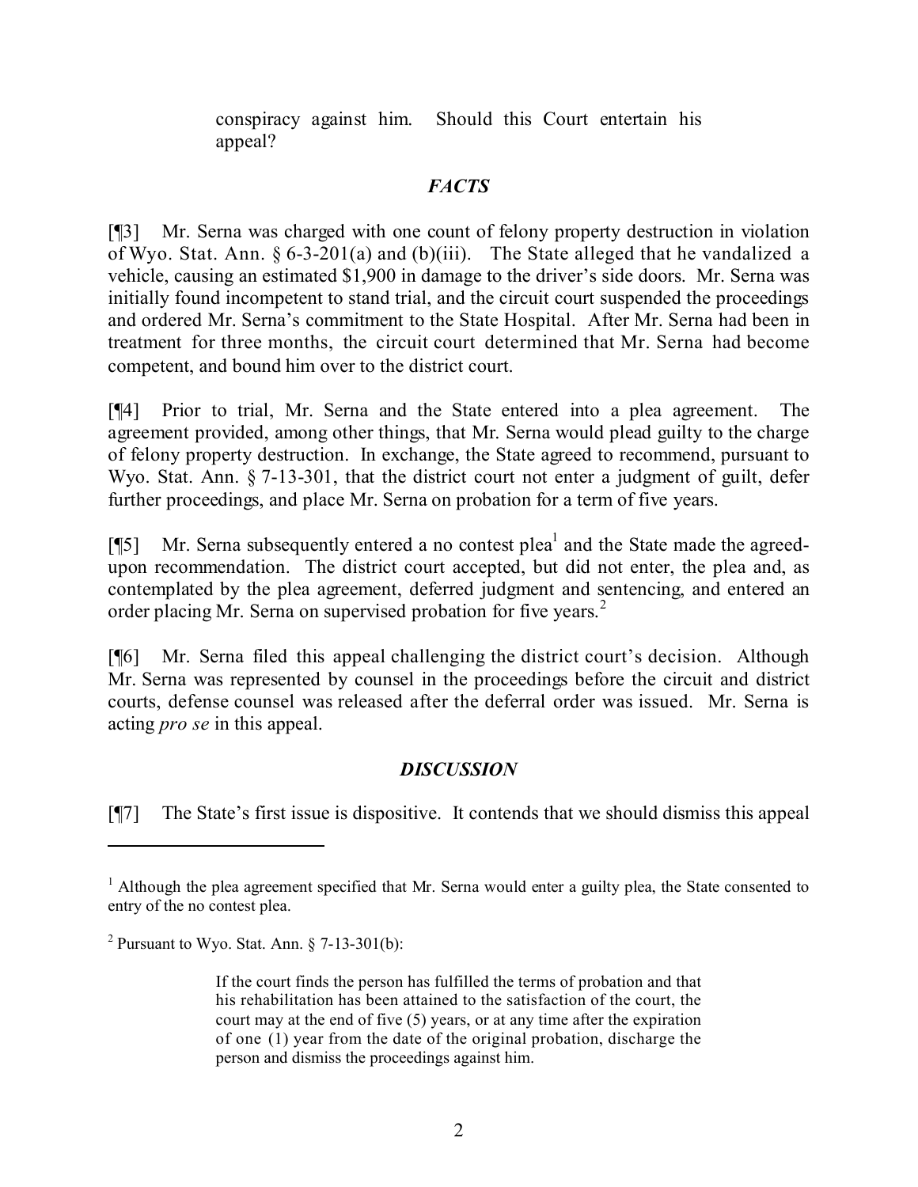conspiracy against him. Should this Court entertain his appeal?

## *FACTS*

[¶3] Mr. Serna was charged with one count of felony property destruction in violation of Wyo. Stat. Ann. § 6-3-201(a) and (b)(iii). The State alleged that he vandalized a vehicle, causing an estimated $1,900 in damage to the driver's side doors. Mr. Serna was initially found incompetent to stand trial, and the circuit court suspended the proceedings and ordered Mr. Serna's commitment to the State Hospital. After Mr. Serna had been in treatment for three months, the circuit court determined that Mr. Serna had become competent, and bound him over to the district court.

[¶4] Prior to trial, Mr. Serna and the State entered into a plea agreement. The agreement provided, among other things, that Mr. Serna would plead guilty to the charge of felony property destruction. In exchange, the State agreed to recommend, pursuant to Wyo. Stat. Ann. § 7-13-301, that the district court not enter a judgment of guilt, defer further proceedings, and place Mr. Serna on probation for a term of five years.

[¶5] Mr. Serna subsequently entered a no contest plea[1] and the State made the agreed-upon recommendation. The district court accepted, but did not enter, the plea and, as contemplated by the plea agreement, deferred judgment and sentencing, and entered an order placing Mr. Serna on supervised probation for five years.[2]

[¶6] Mr. Serna filed this appeal challenging the district court's decision. Although Mr. Serna was represented by counsel in the proceedings before the circuit and district courts, defense counsel was released after the deferral order was issued. Mr. Serna is acting *pro se* in this appeal.

## *DISCUSSION*

[¶7] The State's first issue is dispositive. It contends that we should dismiss this appeal

---

[1] Although the plea agreement specified that Mr. Serna would enter a guilty plea, the State consented to entry of the no contest plea.

[2] Pursuant to Wyo. Stat. Ann. § 7-13-301(b):

> If the court finds the person has fulfilled the terms of probation and that his rehabilitation has been attained to the satisfaction of the court, the court may at the end of five (5) years, or at any time after the expiration of one (1) year from the date of the original probation, discharge the person and dismiss the proceedings against him.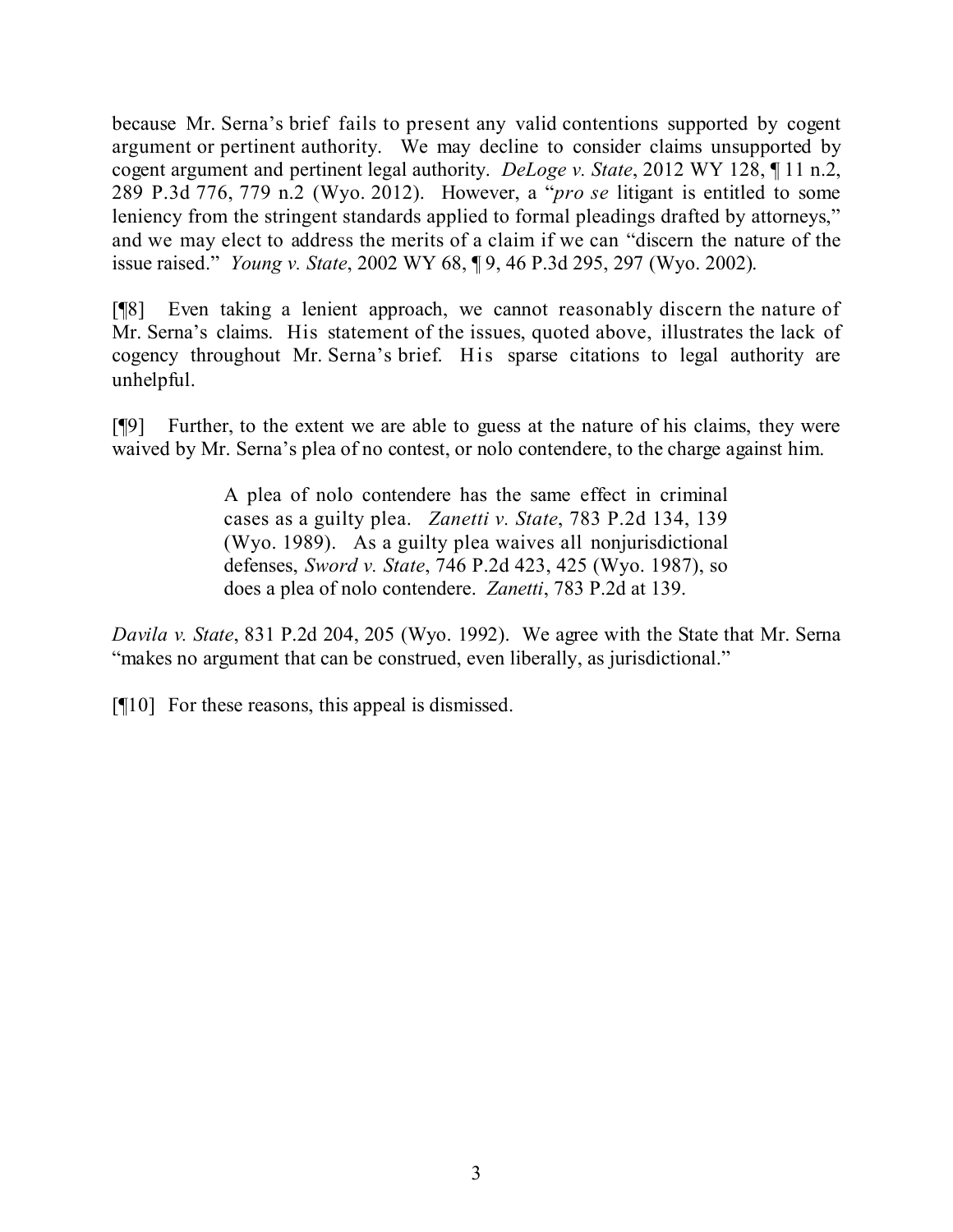because Mr. Serna's brief fails to present any valid contentions supported by cogent argument or pertinent authority. We may decline to consider claims unsupported by cogent argument and pertinent legal authority. *DeLoge v. State*, 2012 WY 128, ¶ 11 n.2, 289 P.3d 776, 779 n.2 (Wyo. 2012). However, a "*pro se* litigant is entitled to some leniency from the stringent standards applied to formal pleadings drafted by attorneys," and we may elect to address the merits of a claim if we can "discern the nature of the issue raised." *Young v. State*, 2002 WY 68, ¶ 9, 46 P.3d 295, 297 (Wyo. 2002).

[¶8] Even taking a lenient approach, we cannot reasonably discern the nature of Mr. Serna's claims. His statement of the issues, quoted above, illustrates the lack of cogency throughout Mr. Serna's brief. His sparse citations to legal authority are unhelpful.

[¶9] Further, to the extent we are able to guess at the nature of his claims, they were waived by Mr. Serna's plea of no contest, or nolo contendere, to the charge against him.

> A plea of nolo contendere has the same effect in criminal cases as a guilty plea. *Zanetti v. State*, 783 P.2d 134, 139 (Wyo. 1989). As a guilty plea waives all nonjurisdictional defenses, *Sword v. State*, 746 P.2d 423, 425 (Wyo. 1987), so does a plea of nolo contendere. *Zanetti*, 783 P.2d at 139.

*Davila v. State*, 831 P.2d 204, 205 (Wyo. 1992). We agree with the State that Mr. Serna "makes no argument that can be construed, even liberally, as jurisdictional."

[¶10] For these reasons, this appeal is dismissed.